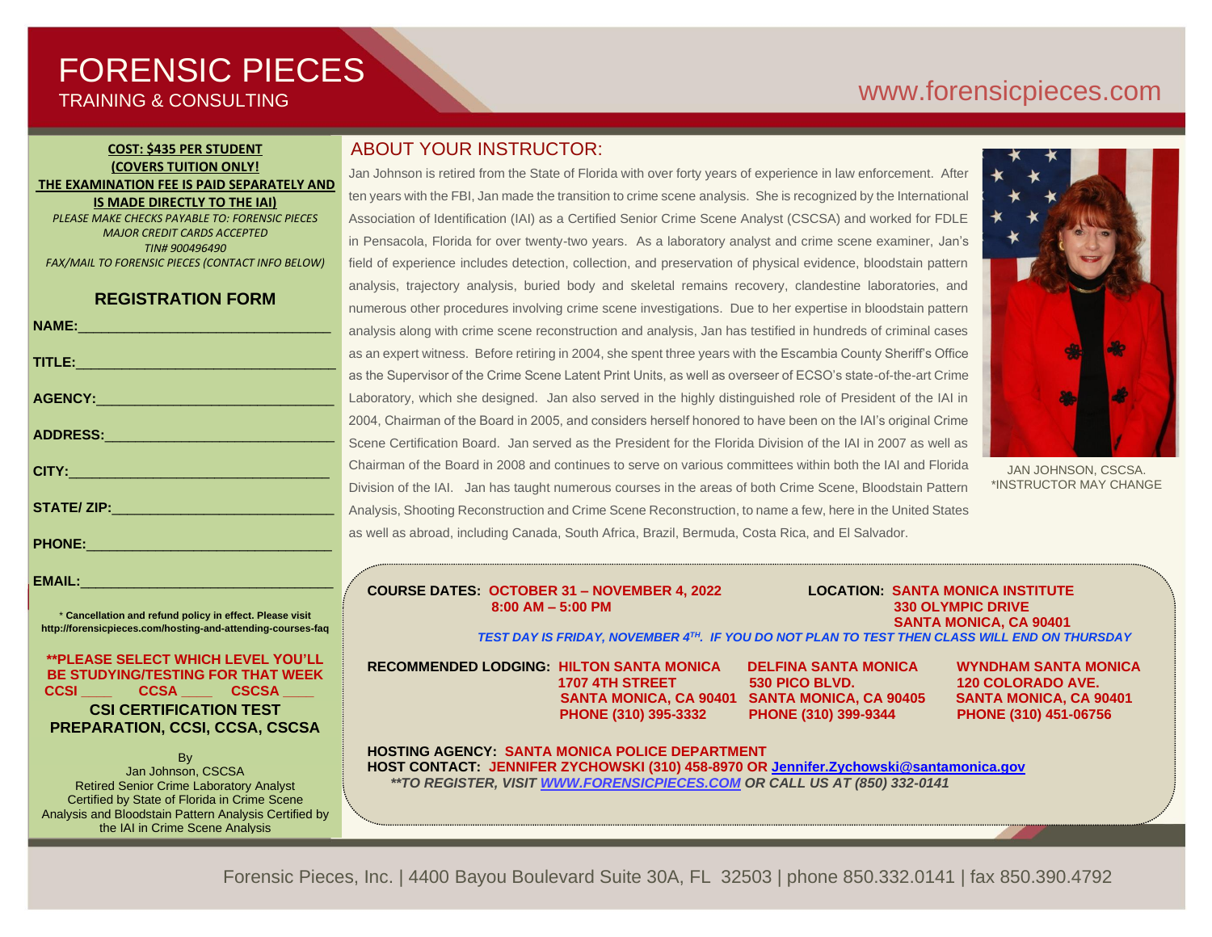# FORENSIC PIECES

TRAINING & CONSULTING

www.forensicpieces.com

**COST: $435 PER STUDENT**
**(COVERS TUITION ONLY!**
**THE EXAMINATION FEE IS PAID SEPARATELY AND IS MADE DIRECTLY TO THE IAI)**

*PLEASE MAKE CHECKS PAYABLE TO: FORENSIC PIECES*
*MAJOR CREDIT CARDS ACCEPTED*
*TIN# 900496490*
*FAX/MAIL TO FORENSIC PIECES (CONTACT INFO BELOW)*

## REGISTRATION FORM

**NAME:**_______________________________

**TITLE:**_______________________________

**AGENCY:**_______________________________

**ADDRESS:**_______________________________

**CITY:**_______________________________

**STATE/ ZIP:**_______________________________

**PHONE:**_______________________________

**EMAIL:**_______________________________

\* **Cancellation and refund policy in effect. Please visit http://forensicpieces.com/hosting-and-attending-courses-faq**

**\*\*PLEASE SELECT WHICH LEVEL YOU'LL BE STUDYING/TESTING FOR THAT WEEK**
**CCSI ____ CCSA ____ CSCSA ____**

**CSI CERTIFICATION TEST PREPARATION, CCSI, CCSA, CSCSA**

By
Jan Johnson, CSCSA
Retired Senior Crime Laboratory Analyst
Certified by State of Florida in Crime Scene Analysis and Bloodstain Pattern Analysis Certified by the IAI in Crime Scene Analysis

## ABOUT YOUR INSTRUCTOR:

Jan Johnson is retired from the State of Florida with over forty years of experience in law enforcement. After ten years with the FBI, Jan made the transition to crime scene analysis. She is recognized by the International Association of Identification (IAI) as a Certified Senior Crime Scene Analyst (CSCSA) and worked for FDLE in Pensacola, Florida for over twenty-two years. As a laboratory analyst and crime scene examiner, Jan's field of experience includes detection, collection, and preservation of physical evidence, bloodstain pattern analysis, trajectory analysis, buried body and skeletal remains recovery, clandestine laboratories, and numerous other procedures involving crime scene investigations. Due to her expertise in bloodstain pattern analysis along with crime scene reconstruction and analysis, Jan has testified in hundreds of criminal cases as an expert witness. Before retiring in 2004, she spent three years with the Escambia County Sheriff's Office as the Supervisor of the Crime Scene Latent Print Units, as well as overseer of ECSO's state-of-the-art Crime Laboratory, which she designed. Jan also served in the highly distinguished role of President of the IAI in 2004, Chairman of the Board in 2005, and considers herself honored to have been on the IAI's original Crime Scene Certification Board. Jan served as the President for the Florida Division of the IAI in 2007 as well as Chairman of the Board in 2008 and continues to serve on various committees within both the IAI and Florida Division of the IAI. Jan has taught numerous courses in the areas of both Crime Scene, Bloodstain Pattern Analysis, Shooting Reconstruction and Crime Scene Reconstruction, to name a few, here in the United States as well as abroad, including Canada, South Africa, Brazil, Bermuda, Costa Rica, and El Salvador.

JAN JOHNSON, CSCSA.
\*INSTRUCTOR MAY CHANGE

**COURSE DATES: OCTOBER 31 – NOVEMBER 4, 2022**
**8:00 AM – 5:00 PM**

**LOCATION: SANTA MONICA INSTITUTE**
**330 OLYMPIC DRIVE**
**SANTA MONICA, CA 90401**

***TEST DAY IS FRIDAY, NOVEMBER 4TH. IF YOU DO NOT PLAN TO TEST THEN CLASS WILL END ON THURSDAY***

**RECOMMENDED LODGING:**

| HILTON SANTA MONICA | DELFINA SANTA MONICA | WYNDHAM SANTA MONICA |
|---|---|---|
| 1707 4TH STREET | 530 PICO BLVD. | 120 COLORADO AVE. |
| SANTA MONICA, CA 90401 | SANTA MONICA, CA 90405 | SANTA MONICA, CA 90401 |
| PHONE (310) 395-3332 | PHONE (310) 399-9344 | PHONE (310) 451-06756 |

**HOSTING AGENCY: SANTA MONICA POLICE DEPARTMENT**
**HOST CONTACT: JENNIFER ZYCHOWSKI (310) 458-8970 OR Jennifer.Zychowski@santamonica.gov**
***\*\*TO REGISTER, VISIT WWW.FORENSICPIECES.COM OR CALL US AT (850) 332-0141***

Forensic Pieces, Inc. | 4400 Bayou Boulevard Suite 30A, FL 32503 | phone 850.332.0141 | fax 850.390.4792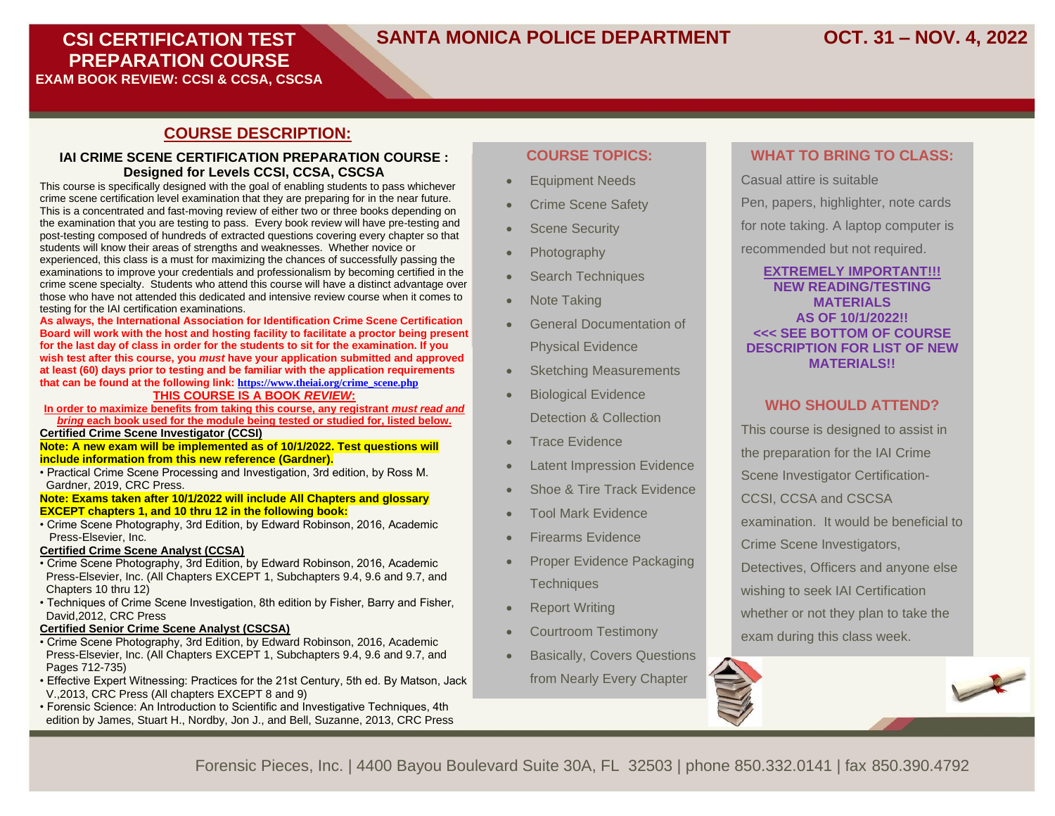# CSI CERTIFICATION TEST PREPARATION COURSE

**EXAM BOOK REVIEW: CCSI & CCSA, CSCSA**

## SANTA MONICA POLICE DEPARTMENT

## OCT. 31 – NOV. 4, 2022

## COURSE DESCRIPTION:

### IAI CRIME SCENE CERTIFICATION PREPARATION COURSE : Designed for Levels CCSI, CCSA, CSCSA

This course is specifically designed with the goal of enabling students to pass whichever crime scene certification level examination that they are preparing for in the near future. This is a concentrated and fast-moving review of either two or three books depending on the examination that you are testing to pass. Every book review will have pre-testing and post-testing composed of hundreds of extracted questions covering every chapter so that students will know their areas of strengths and weaknesses. Whether novice or experienced, this class is a must for maximizing the chances of successfully passing the examinations to improve your credentials and professionalism by becoming certified in the crime scene specialty. Students who attend this course will have a distinct advantage over those who have not attended this dedicated and intensive review course when it comes to testing for the IAI certification examinations.

**As always, the International Association for Identification Crime Scene Certification Board will work with the host and hosting facility to facilitate a proctor being present for the last day of class in order for the students to sit for the examination. If you wish test after this course, you *must* have your application submitted and approved at least (60) days prior to testing and be familiar with the application requirements that can be found at the following link: https://www.theiai.org/crime_scene.php**

**THIS COURSE IS A BOOK *REVIEW*:**

**In order to maximize benefits from taking this course, any registrant *must read and bring* each book used for the module being tested or studied for, listed below.**

**Certified Crime Scene Investigator (CCSI)**

**Note: A new exam will be implemented as of 10/1/2022. Test questions will include information from this new reference (Gardner).**

- Practical Crime Scene Processing and Investigation, 3rd edition, by Ross M. Gardner, 2019, CRC Press.

**Note: Exams taken after 10/1/2022 will include All Chapters and glossary EXCEPT chapters 1, and 10 thru 12 in the following book:**

- Crime Scene Photography, 3rd Edition, by Edward Robinson, 2016, Academic Press-Elsevier, Inc.

**Certified Crime Scene Analyst (CCSA)**

- Crime Scene Photography, 3rd Edition, by Edward Robinson, 2016, Academic Press-Elsevier, Inc. (All Chapters EXCEPT 1, Subchapters 9.4, 9.6 and 9.7, and Chapters 10 thru 12)
- Techniques of Crime Scene Investigation, 8th edition by Fisher, Barry and Fisher, David,2012, CRC Press

**Certified Senior Crime Scene Analyst (CSCSA)**

- Crime Scene Photography, 3rd Edition, by Edward Robinson, 2016, Academic Press-Elsevier, Inc. (All Chapters EXCEPT 1, Subchapters 9.4, 9.6 and 9.7, and Pages 712-735)
- Effective Expert Witnessing: Practices for the 21st Century, 5th ed. By Matson, Jack V.,2013, CRC Press (All chapters EXCEPT 8 and 9)
- Forensic Science: An Introduction to Scientific and Investigative Techniques, 4th edition by James, Stuart H., Nordby, Jon J., and Bell, Suzanne, 2013, CRC Press

## COURSE TOPICS:

- Equipment Needs
- Crime Scene Safety
- Scene Security
- Photography
- Search Techniques
- Note Taking
- General Documentation of Physical Evidence
- Sketching Measurements
- Biological Evidence Detection & Collection
- Trace Evidence
- Latent Impression Evidence
- Shoe & Tire Track Evidence
- Tool Mark Evidence
- Firearms Evidence
- Proper Evidence Packaging Techniques
- Report Writing
- Courtroom Testimony
- Basically, Covers Questions from Nearly Every Chapter

## WHAT TO BRING TO CLASS:

Casual attire is suitable

Pen, papers, highlighter, note cards for note taking. A laptop computer is recommended but not required.

**EXTREMELY IMPORTANT!!!**
**NEW READING/TESTING MATERIALS AS OF 10/1/2022!!**
**<<< SEE BOTTOM OF COURSE DESCRIPTION FOR LIST OF NEW MATERIALS!!**

## WHO SHOULD ATTEND?

This course is designed to assist in the preparation for the IAI Crime Scene Investigator Certification- CCSI, CCSA and CSCSA examination. It would be beneficial to Crime Scene Investigators, Detectives, Officers and anyone else wishing to seek IAI Certification whether or not they plan to take the exam during this class week.

Forensic Pieces, Inc. | 4400 Bayou Boulevard Suite 30A, FL 32503 | phone 850.332.0141 | fax 850.390.4792